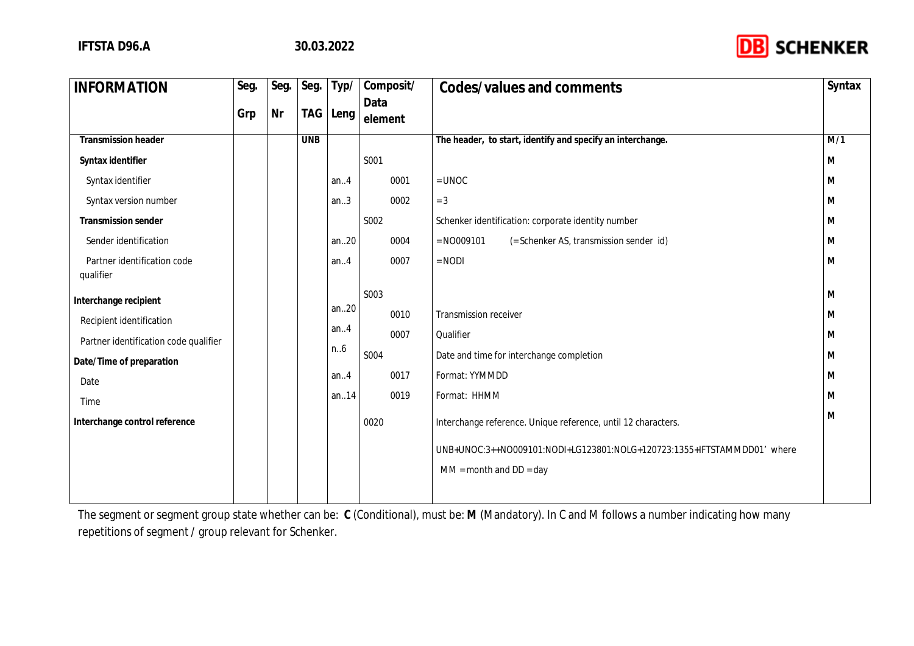| INFORMATION | Seg. Grp | Seg. Nr | Seg. TAG | Typ/ Leng | Composit/ Data element | Codes/values and comments | Syntax |
|---|---|---|---|---|---|---|---|
| **Transmission header** | | | **UNB** | | | **The header, to start, identify and specify an interchange.** | **M/1** |
| **Syntax identifier** | | | | | S001 | | **M** |
| Syntax identifier | | | | an..4 | 0001 | =UNOC | **M** |
| Syntax version number | | | | an..3 | 0002 | =3 | **M** |
| **Transmission sender** | | | | | S002 | Schenker identification: corporate identity number | **M** |
| Sender identification | | | | an..20 | 0004 | =NO009101 (=Schenker AS, transmission sender id) | **M** |
| Partner identification code qualifier | | | | an..4 | 0007 | =NODI | **M** |
| **Interchange recipient** | | | | | S003 | | **M** |
| Recipient identification | | | | an..20 | 0010 | Transmission receiver | **M** |
| Partner identification code qualifier | | | | an..4 | 0007 | Qualifier | **M** |
| **Date/Time of preparation** | | | | n..6 | S004 | Date and time for interchange completion | **M** |
| Date | | | | an..4 | 0017 | Format: YYMMDD | **M** |
| Time | | | | an..14 | 0019 | Format: HHMM | **M** |
| **Interchange control reference** | | | | | 0020 | Interchange reference. Unique reference, until 12 characters. | **M** |
| | | | | | | UNB+UNOC:3++NO009101:NODI+LG123801:NOLG+120723:1355+IFTSTAMMDD01' where MM = month and DD = day | |

The segment or segment group state whether can be: **C** (Conditional), must be: **M** (Mandatory). In C and M follows a number indicating how many repetitions of segment / group relevant for Schenker.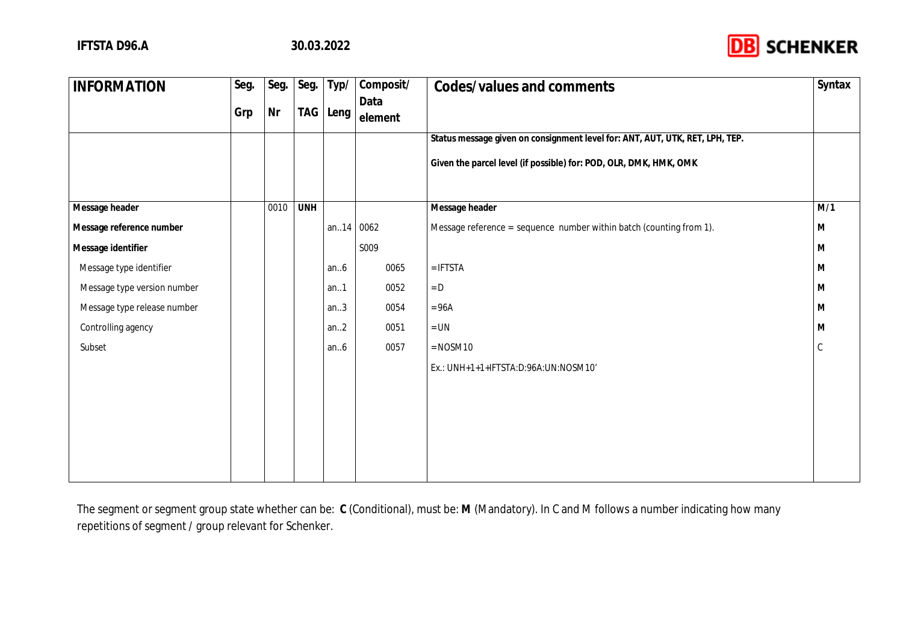| INFORMATION | Seg. Grp | Seg. Nr | Seg. TAG | Typ/ Leng | Composit/ Data element | Codes/values and comments | Syntax |
|---|---|---|---|---|---|---|---|
| | | | | | | **Status message given on consignment level for: ANT, AUT, UTK, RET, LPH, TEP.**<br><br>**Given the parcel level (if possible) for: POD, OLR, DMK, HMK, OMK** | |
| **Message header** | | 0010 | **UNH** | | | **Message header** | **M/1** |
| **Message reference number** | | | | an..14 | 0062 | Message reference = sequence number within batch (counting from 1). | **M** |
| **Message identifier** | | | | | S009 | | **M** |
| Message type identifier | | | | an..6 | 0065 | =IFTSTA | **M** |
| Message type version number | | | | an..1 | 0052 | =D | **M** |
| Message type release number | | | | an..3 | 0054 | =96A | **M** |
| Controlling agency | | | | an..2 | 0051 | =UN | **M** |
| Subset | | | | an..6 | 0057 | =NOSM10 | C |
| | | | | | | Ex.: UNH+1+1+IFTSTA:D:96A:UN:NOSM10' | |

The segment or segment group state whether can be: **C** (Conditional), must be: **M** (Mandatory). In C and M follows a number indicating how many repetitions of segment / group relevant for Schenker.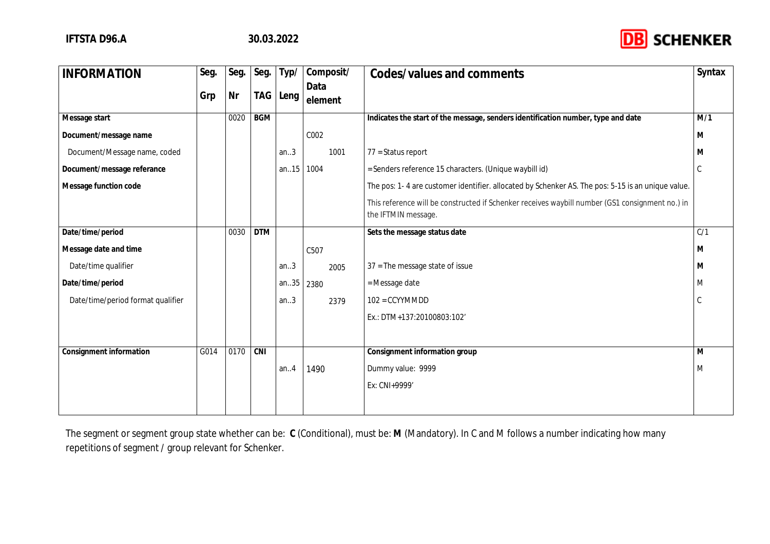| INFORMATION | Seg. Grp | Seg. Nr | Seg. TAG | Typ/ Leng | Composit/ Data element | Codes/values and comments | Syntax |
|---|---|---|---|---|---|---|---|
| **Message start** | | 0020 | **BGM** | | | **Indicates the start of the message, senders identification number, type and date** | **M/1** |
| **Document/message name** | | | | | C002 | | **M** |
| Document/Message name, coded | | | | an..3 | 1001 | 77 = Status report | **M** |
| **Document/message referance** | | | | an..15 | 1004 | = Senders reference 15 characters. (Unique waybill id) | C |
| **Message function code** | | | | | | The pos: 1- 4 are customer identifier. allocated by Schenker AS. The pos: 5-15 is an unique value. | |
| | | | | | | This reference will be constructed if Schenker receives waybill number (GS1 consignment no.) in the IFTMIN message. | |
| **Date/time/period** | | 0030 | **DTM** | | | **Sets the message status date** | C/1 |
| **Message date and time** | | | | | C507 | | **M** |
| Date/time qualifier | | | | an..3 | 2005 | 37 = The message state of issue | **M** |
| **Date/time/period** | | | | an..35 | 2380 | = Message date | M |
| Date/time/period format qualifier | | | | an..3 | 2379 | 102 = CCYYMMDD | C |
| | | | | | | Ex.: DTM+137:20100803:102' | |
| **Consignment information** | G014 | 0170 | **CNI** | | | **Consignment information group** | **M** |
| | | | | an..4 | 1490 | Dummy value: 9999 | M |
| | | | | | | Ex: CNI+9999' | |

The segment or segment group state whether can be: **C** (Conditional), must be: **M** (Mandatory). In C and M follows a number indicating how many repetitions of segment / group relevant for Schenker.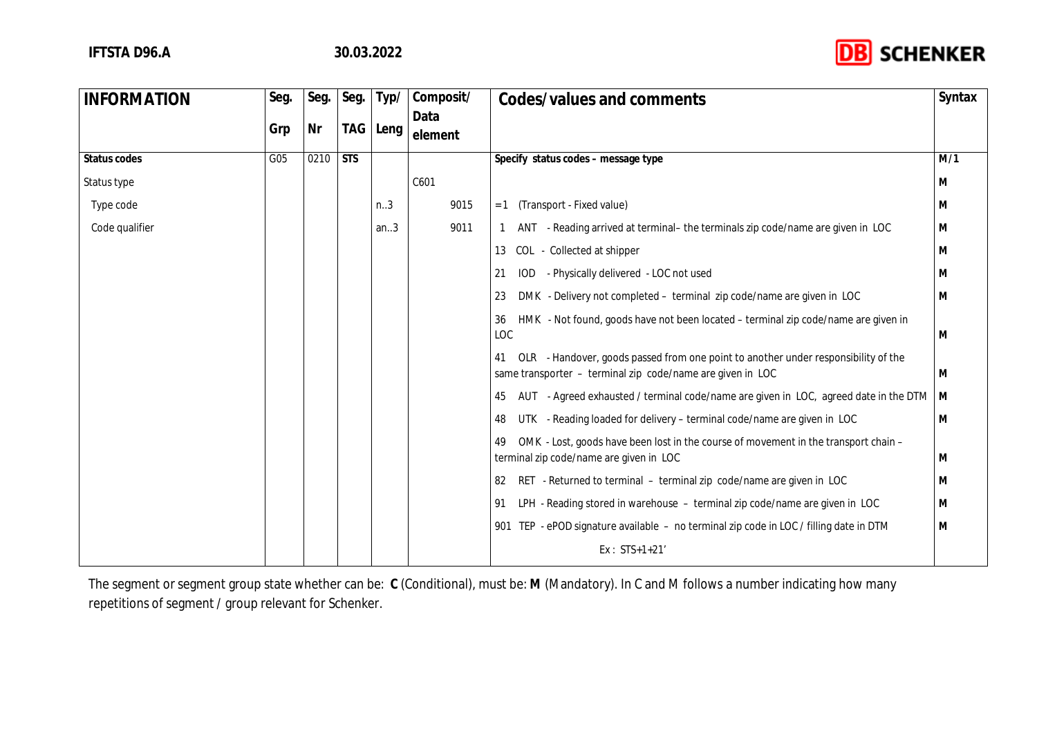| INFORMATION | Seg. Grp | Seg. Nr | Seg. TAG | Typ/ Leng | Composit/ Data element | Codes/values and comments | Syntax |
|---|---|---|---|---|---|---|---|
| **Status codes** | G05 | 0210 | **STS** | | | **Specify status codes – message type** | **M/1** |
| Status type | | | | | C601 | | **M** |
| Type code | | | | n..3 | 9015 | =1 (Transport - Fixed value) | **M** |
| Code qualifier | | | | an..3 | 9011 | 1 ANT - Reading arrived at terminal– the terminals zip code/name are given in LOC | **M** |
| | | | | | | 13 COL - Collected at shipper | **M** |
| | | | | | | 21 IOD - Physically delivered - LOC not used | **M** |
| | | | | | | 23 DMK - Delivery not completed – terminal zip code/name are given in LOC | **M** |
| | | | | | | 36 HMK - Not found, goods have not been located – terminal zip code/name are given in LOC | **M** |
| | | | | | | 41 OLR - Handover, goods passed from one point to another under responsibility of the same transporter – terminal zip code/name are given in LOC | **M** |
| | | | | | | 45 AUT - Agreed exhausted / terminal code/name are given in LOC, agreed date in the DTM | **M** |
| | | | | | | 48 UTK - Reading loaded for delivery – terminal code/name are given in LOC | **M** |
| | | | | | | 49 OMK - Lost, goods have been lost in the course of movement in the transport chain – terminal zip code/name are given in LOC | **M** |
| | | | | | | 82 RET - Returned to terminal – terminal zip code/name are given in LOC | **M** |
| | | | | | | 91 LPH - Reading stored in warehouse – terminal zip code/name are given in LOC | **M** |
| | | | | | | 901 TEP - ePOD signature available – no terminal zip code in LOC / filling date in DTM | **M** |
| | | | | | | Ex : STS+1+21' | |

The segment or segment group state whether can be: **C** (Conditional), must be: **M** (Mandatory). In C and M follows a number indicating how many repetitions of segment / group relevant for Schenker.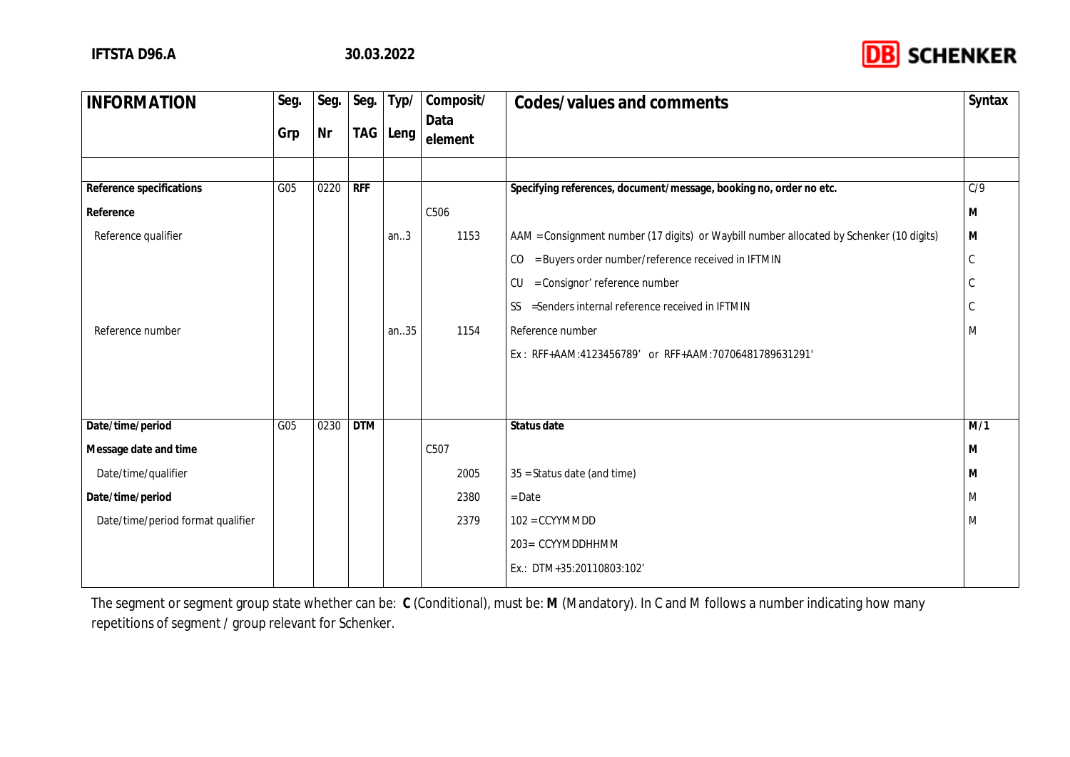| INFORMATION | Seg. Grp | Seg. Nr | Seg. TAG | Typ/ Leng | Composit/ Data element | Codes/values and comments | Syntax |
|---|---|---|---|---|---|---|---|
| | | | | | | | |
| **Reference specifications** | G05 | 0220 | **RFF** | | | **Specifying references, document/message, booking no, order no etc.** | C/9 |
| **Reference** | | | | | C506 | | **M** |
| Reference qualifier | | | | an..3 | 1153 | AAM = Consignment number (17 digits) or Waybill number allocated by Schenker (10 digits) | **M** |
| | | | | | | CO = Buyers order number/reference received in IFTMIN | C |
| | | | | | | CU = Consignor' reference number | C |
| | | | | | | SS =Senders internal reference received in IFTMIN | C |
| Reference number | | | | an..35 | 1154 | Reference number | M |
| | | | | | | Ex : RFF+AAM:4123456789' or RFF+AAM:70706481789631291' | |
| **Date/time/period** | G05 | 0230 | **DTM** | | | **Status date** | **M/1** |
| **Message date and time** | | | | | C507 | | **M** |
| Date/time/qualifier | | | | | 2005 | 35 = Status date (and time) | **M** |
| **Date/time/period** | | | | | 2380 | = Date | M |
| Date/time/period format qualifier | | | | | 2379 | 102 = CCYYMMDD | M |
| | | | | | | 203= CCYYMDDHHMM | |
| | | | | | | Ex.: DTM+35:20110803:102' | |

The segment or segment group state whether can be: **C** (Conditional), must be: **M** (Mandatory). In C and M follows a number indicating how many repetitions of segment / group relevant for Schenker.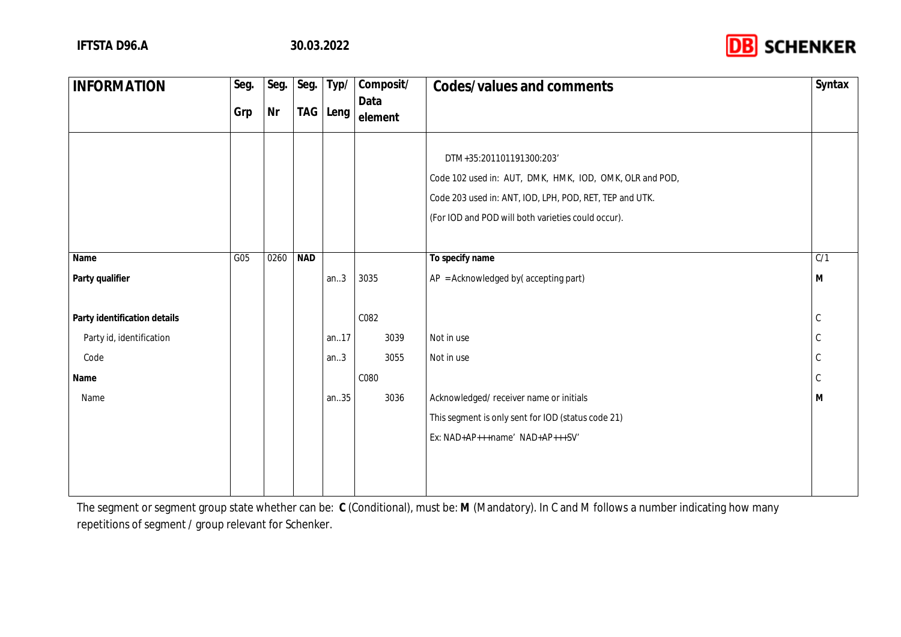| INFORMATION | Seg. Grp | Seg. Nr | Seg. TAG | Typ/ Leng | Composit/ Data element | Codes/values and comments | Syntax |
|---|---|---|---|---|---|---|---|
| | | | | | | DTM+35:201101191300:203' | |
| | | | | | | Code 102 used in: AUT, DMK, HMK, IOD, OMK, OLR and POD, | |
| | | | | | | Code 203 used in: ANT, IOD, LPH, POD, RET, TEP and UTK. | |
| | | | | | | (For IOD and POD will both varieties could occur). | |
| **Name** | G05 | 0260 | **NAD** | | | **To specify name** | C/1 |
| **Party qualifier** | | | | an..3 | 3035 | AP = Acknowledged by( accepting part) | **M** |
| **Party identification details** | | | | | C082 | | C |
| Party id, identification | | | | an..17 | 3039 | Not in use | C |
| Code | | | | an..3 | 3055 | Not in use | C |
| **Name** | | | | | C080 | | C |
| Name | | | | an..35 | 3036 | Acknowledged/ receiver name or initials | **M** |
| | | | | | | This segment is only sent for IOD (status code 21) | |
| | | | | | | Ex: NAD+AP+++name' NAD+AP+++SV' | |

The segment or segment group state whether can be: **C** (Conditional), must be: **M** (Mandatory). In C and M follows a number indicating how many repetitions of segment / group relevant for Schenker.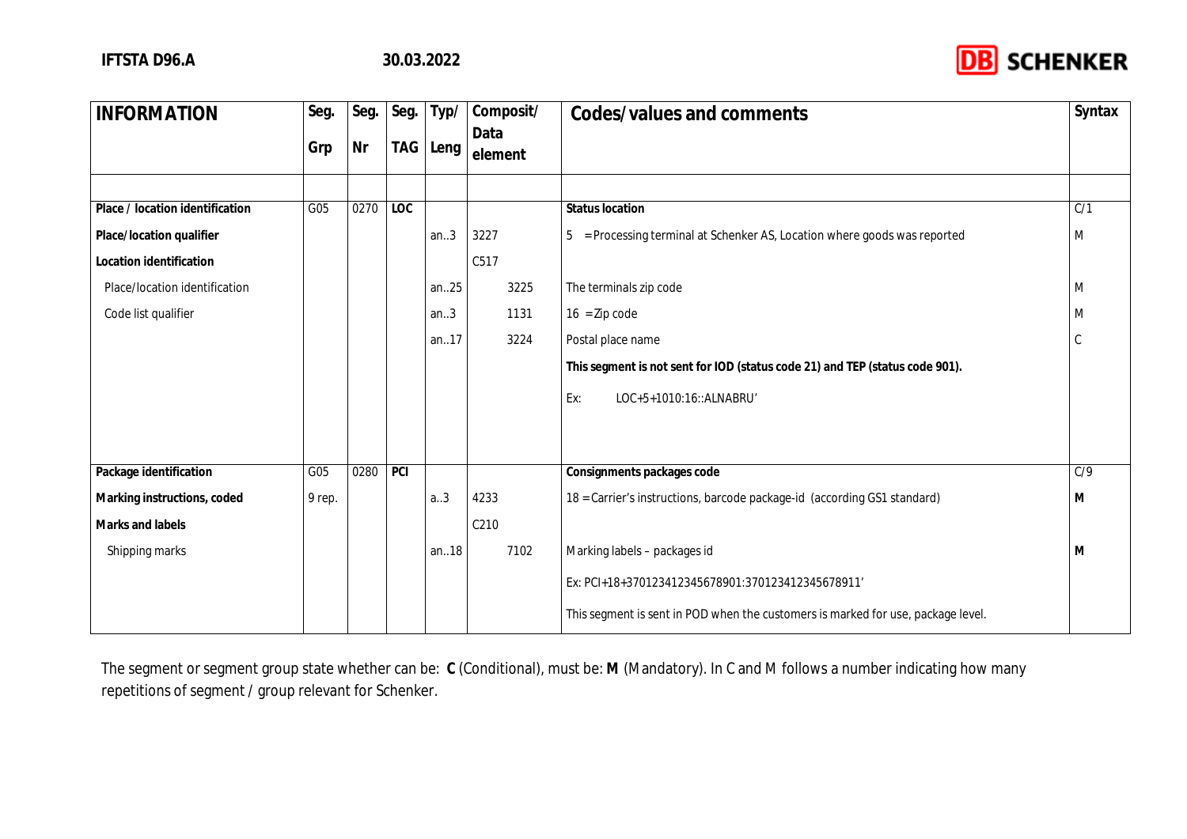| INFORMATION | Seg. Grp | Seg. Nr | Seg. TAG | Typ/ Leng | Composit/ Data element | Codes/values and comments | Syntax |
|---|---|---|---|---|---|---|---|
| | | | | | | | |
| **Place / location identification** | G05 | 0270 | **LOC** | | | **Status location** | C/1 |
| **Place/location qualifier** | | | | an..3 | 3227 | 5 = Processing terminal at Schenker AS, Location where goods was reported | M |
| **Location identification** | | | | | C517 | | |
| Place/location identification | | | | an..25 | 3225 | The terminals zip code | M |
| Code list qualifier | | | | an..3 | 1131 | 16 = Zip code | M |
| | | | | an..17 | 3224 | Postal place name | C |
| | | | | | | **This segment is not sent for IOD (status code 21) and TEP (status code 901).** | |
| | | | | | | Ex: LOC+5+1010:16::ALNABRU' | |
| **Package identification** | G05 | 0280 | **PCI** | | | **Consignments packages code** | C/9 |
| **Marking instructions, coded** | 9 rep. | | | a..3 | 4233 | 18 = Carrier's instructions, barcode package-id (according GS1 standard) | **M** |
| **Marks and labels** | | | | | C210 | | |
| Shipping marks | | | | an..18 | 7102 | Marking labels – packages id | **M** |
| | | | | | | Ex: PCI+18+370123412345678901:370123412345678911' | |
| | | | | | | This segment is sent in POD when the customers is marked for use, package level. | |

The segment or segment group state whether can be: **C** (Conditional), must be: **M** (Mandatory). In C and M follows a number indicating how many repetitions of segment / group relevant for Schenker.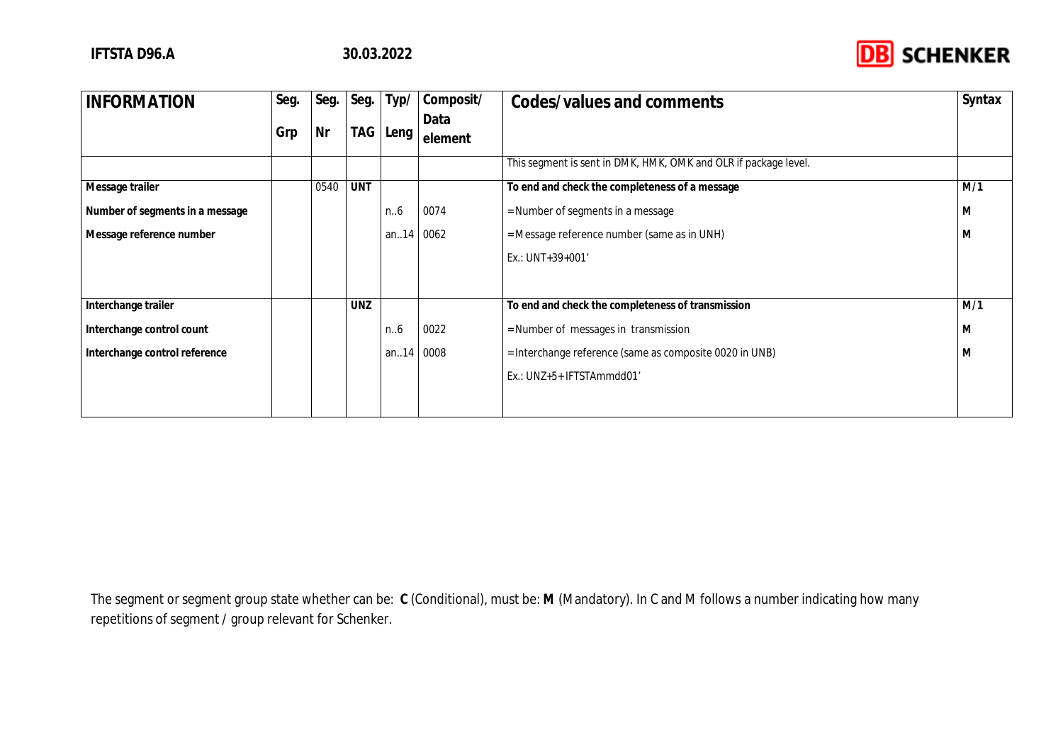| INFORMATION | Seg. Grp | Seg. Nr | Seg. TAG | Typ/ Leng | Composit/ Data element | Codes/values and comments | Syntax |
|---|---|---|---|---|---|---|---|
| | | | | | | This segment is sent in DMK, HMK, OMK and OLR if package level. | |
| **Message trailer** | | 0540 | **UNT** | | | **To end and check the completeness of a message** | **M/1** |
| **Number of segments in a message** | | | | n..6 | 0074 | = Number of segments in a message | **M** |
| **Message reference number** | | | | an..14 | 0062 | = Message reference number (same as in UNH) | **M** |
| | | | | | | Ex.: UNT+39+001' | |
| **Interchange trailer** | | | **UNZ** | | | **To end and check the completeness of transmission** | **M/1** |
| **Interchange control count** | | | | n..6 | 0022 | = Number of messages in transmission | **M** |
| **Interchange control reference** | | | | an..14 | 0008 | = Interchange reference (same as composite 0020 in UNB) | **M** |
| | | | | | | Ex.: UNZ+5+IFTSTAmmdd01' | |

The segment or segment group state whether can be: **C** (Conditional), must be: **M** (Mandatory). In C and M follows a number indicating how many repetitions of segment / group relevant for Schenker.